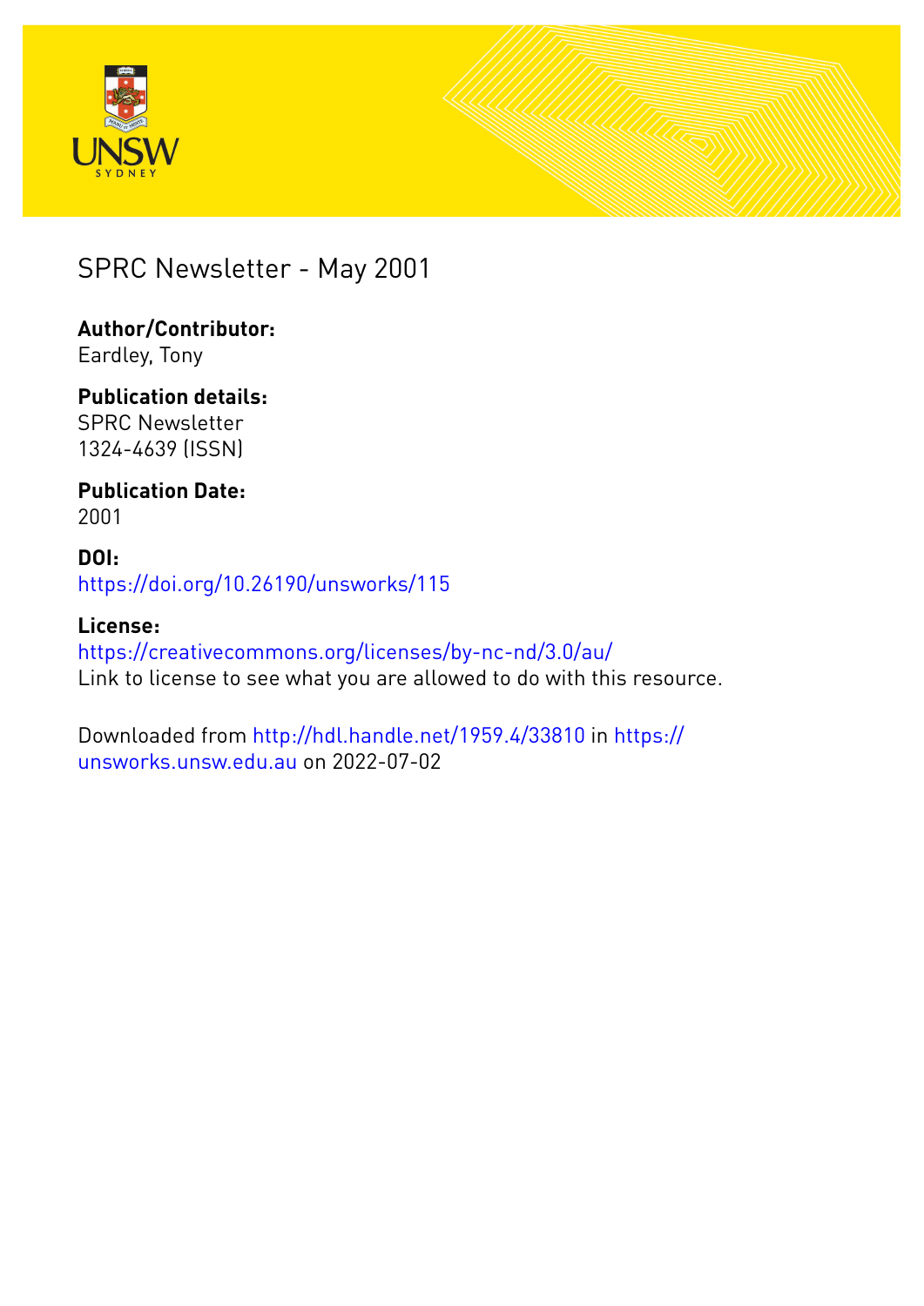# SPRC Newsletter - May 2001

**Author/Contributor:**
Eardley, Tony

**Publication details:**
SPRC Newsletter
1324-4639 (ISSN)

**Publication Date:**
2001

**DOI:**
https://doi.org/10.26190/unsworks/115

**License:**
https://creativecommons.org/licenses/by-nc-nd/3.0/au/
Link to license to see what you are allowed to do with this resource.

Downloaded from http://hdl.handle.net/1959.4/33810 in https://unsworks.unsw.edu.au on 2022-07-02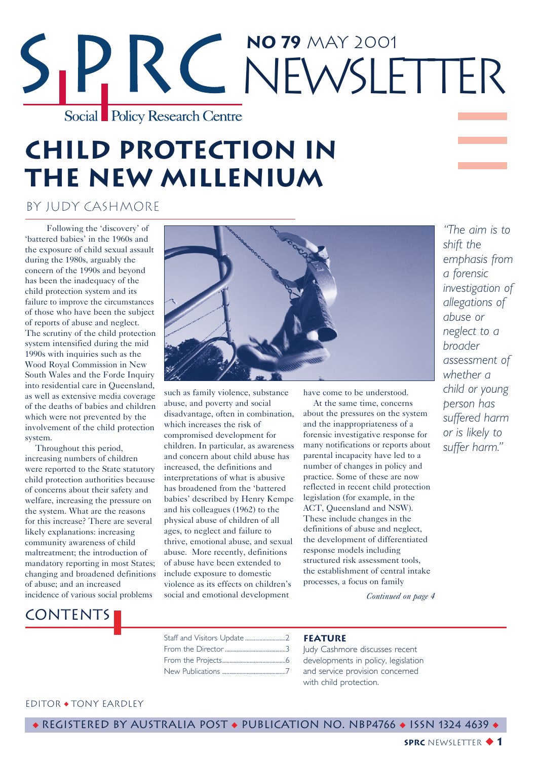# SPRC NEWSLETTER

**NO 79** MAY 2001

Social Policy Research Centre

# CHILD PROTECTION IN THE NEW MILLENIUM

BY JUDY CASHMORE

Following the 'discovery' of 'battered babies' in the 1960s and the exposure of child sexual assault during the 1980s, arguably the concern of the 1990s and beyond has been the inadequacy of the child protection system and its failure to improve the circumstances of those who have been the subject of reports of abuse and neglect. The scrutiny of the child protection system intensified during the mid 1990s with inquiries such as the Wood Royal Commission in New South Wales and the Forde Inquiry into residential care in Queensland, as well as extensive media coverage of the deaths of babies and children which were not prevented by the involvement of the child protection system.

Throughout this period, increasing numbers of children were reported to the State statutory child protection authorities because of concerns about their safety and welfare, increasing the pressure on the system. What are the reasons for this increase? There are several likely explanations: increasing community awareness of child maltreatment; the introduction of mandatory reporting in most States; changing and broadened definitions of abuse; and an increased incidence of various social problems such as family violence, substance abuse, and poverty and social disadvantage, often in combination, which increases the risk of compromised development for children. In particular, as awareness and concern about child abuse has increased, the definitions and interpretations of what is abusive has broadened from the 'battered babies' described by Henry Kempe and his colleagues (1962) to the physical abuse of children of all ages, to neglect and failure to thrive, emotional abuse, and sexual abuse. More recently, definitions of abuse have been extended to include exposure to domestic violence as its effects on children's social and emotional development have come to be understood.

At the same time, concerns about the pressures on the system and the inappropriateness of a forensic investigative response for many notifications or reports about parental incapacity have led to a number of changes in policy and practice. Some of these are now reflected in recent child protection legislation (for example, in the ACT, Queensland and NSW). These include changes in the definitions of abuse and neglect, the development of differentiated response models including structured risk assessment tools, the establishment of central intake processes, a focus on family

*Continued on page 4*

*"The aim is to shift the emphasis from a forensic investigation of allegations of abuse or neglect to a broader assessment of whether a child or young person has suffered harm or is likely to suffer harm."*

## CONTENTS

- Staff and Visitors Update ........................2
- From the Director ........................3
- From the Projects........................6
- New Publications ........................7

**FEATURE**

Judy Cashmore discusses recent developments in policy, legislation and service provision concerned with child protection.

EDITOR ◆ TONY EARDLEY

◆ REGISTERED BY AUSTRALIA POST ◆ PUBLICATION NO. NBP4766 ◆ ISSN 1324 4639 ◆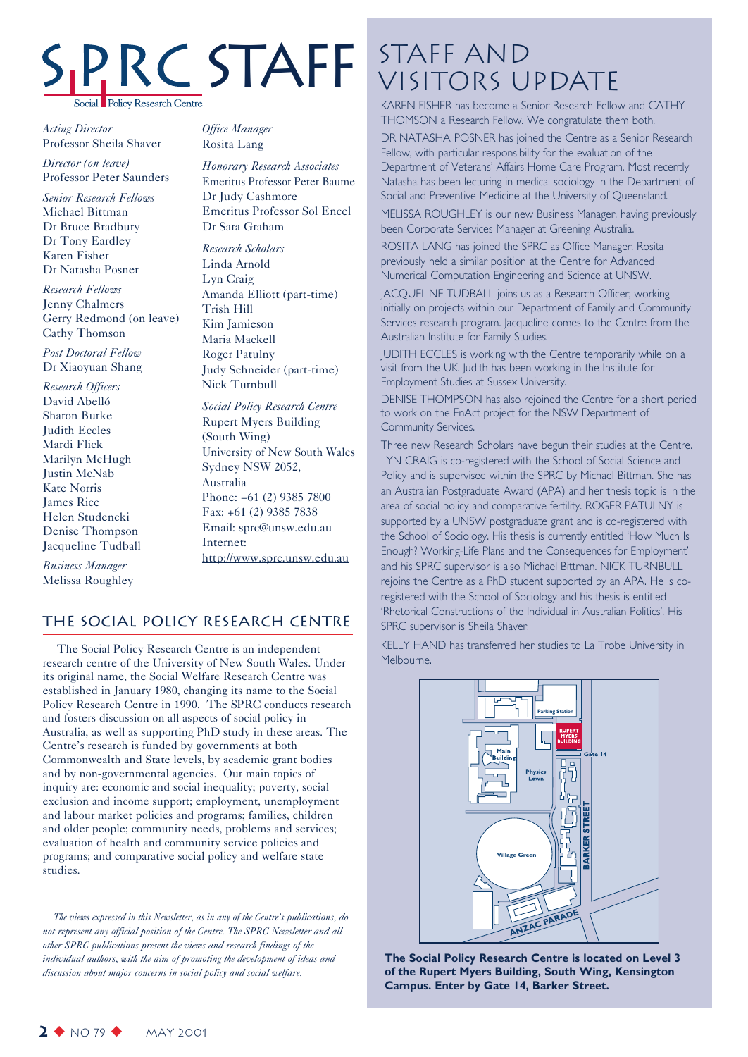# SPRC STAFF

Social Policy Research Centre

*Acting Director*
Professor Sheila Shaver

*Director (on leave)*
Professor Peter Saunders

*Senior Research Fellows*
Michael Bittman
Dr Bruce Bradbury
Dr Tony Eardley
Karen Fisher
Dr Natasha Posner

*Research Fellows*
Jenny Chalmers
Gerry Redmond (on leave)
Cathy Thomson

*Post Doctoral Fellow*
Dr Xiaoyuan Shang

*Research Officers*
David Abelló
Sharon Burke
Judith Eccles
Mardi Flick
Marilyn McHugh
Justin McNab
Kate Norris
James Rice
Helen Studencki
Denise Thompson
Jacqueline Tudball

*Business Manager*
Melissa Roughley

*Office Manager*
Rosita Lang

*Honorary Research Associates*
Emeritus Professor Peter Baume
Dr Judy Cashmore
Emeritus Professor Sol Encel
Dr Sara Graham

*Research Scholars*
Linda Arnold
Lyn Craig
Amanda Elliott (part-time)
Trish Hill
Kim Jamieson
Maria Mackell
Roger Patulny
Judy Schneider (part-time)
Nick Turnbull

*Social Policy Research Centre*
Rupert Myers Building
(South Wing)
University of New South Wales
Sydney NSW 2052,
Australia
Phone: +61 (2) 9385 7800
Fax: +61 (2) 9385 7838
Email: sprc@unsw.edu.au
Internet:
http://www.sprc.unsw.edu.au

## THE SOCIAL POLICY RESEARCH CENTRE

The Social Policy Research Centre is an independent research centre of the University of New South Wales. Under its original name, the Social Welfare Research Centre was established in January 1980, changing its name to the Social Policy Research Centre in 1990. The SPRC conducts research and fosters discussion on all aspects of social policy in Australia, as well as supporting PhD study in these areas. The Centre's research is funded by governments at both Commonwealth and State levels, by academic grant bodies and by non-governmental agencies. Our main topics of inquiry are: economic and social inequality; poverty, social exclusion and income support; employment, unemployment and labour market policies and programs; families, children and older people; community needs, problems and services; evaluation of health and community service policies and programs; and comparative social policy and welfare state studies.

*The views expressed in this Newsletter, as in any of the Centre's publications, do not represent any official position of the Centre. The SPRC Newsletter and all other SPRC publications present the views and research findings of the individual authors, with the aim of promoting the development of ideas and discussion about major concerns in social policy and social welfare.*

# STAFF AND VISITORS UPDATE

KAREN FISHER has become a Senior Research Fellow and CATHY THOMSON a Research Fellow. We congratulate them both.

DR NATASHA POSNER has joined the Centre as a Senior Research Fellow, with particular responsibility for the evaluation of the Department of Veterans' Affairs Home Care Program. Most recently Natasha has been lecturing in medical sociology in the Department of Social and Preventive Medicine at the University of Queensland.

MELISSA ROUGHLEY is our new Business Manager, having previously been Corporate Services Manager at Greening Australia.

ROSITA LANG has joined the SPRC as Office Manager. Rosita previously held a similar position at the Centre for Advanced Numerical Computation Engineering and Science at UNSW.

JACQUELINE TUDBALL joins us as a Research Officer, working initially on projects within our Department of Family and Community Services research program. Jacqueline comes to the Centre from the Australian Institute for Family Studies.

JUDITH ECCLES is working with the Centre temporarily while on a visit from the UK. Judith has been working in the Institute for Employment Studies at Sussex University.

DENISE THOMPSON has also rejoined the Centre for a short period to work on the EnAct project for the NSW Department of Community Services.

Three new Research Scholars have begun their studies at the Centre. LYN CRAIG is co-registered with the School of Social Science and Policy and is supervised within the SPRC by Michael Bittman. She has an Australian Postgraduate Award (APA) and her thesis topic is in the area of social policy and comparative fertility. ROGER PATULNY is supported by a UNSW postgraduate grant and is co-registered with the School of Sociology. His thesis is currently entitled 'How Much Is Enough? Working-Life Plans and the Consequences for Employment' and his SPRC supervisor is also Michael Bittman. NICK TURNBULL rejoins the Centre as a PhD student supported by an APA. He is co-registered with the School of Sociology and his thesis is entitled 'Rhetorical Constructions of the Individual in Australian Politics'. His SPRC supervisor is Sheila Shaver.

KELLY HAND has transferred her studies to La Trobe University in Melbourne.

**The Social Policy Research Centre is located on Level 3 of the Rupert Myers Building, South Wing, Kensington Campus. Enter by Gate 14, Barker Street.**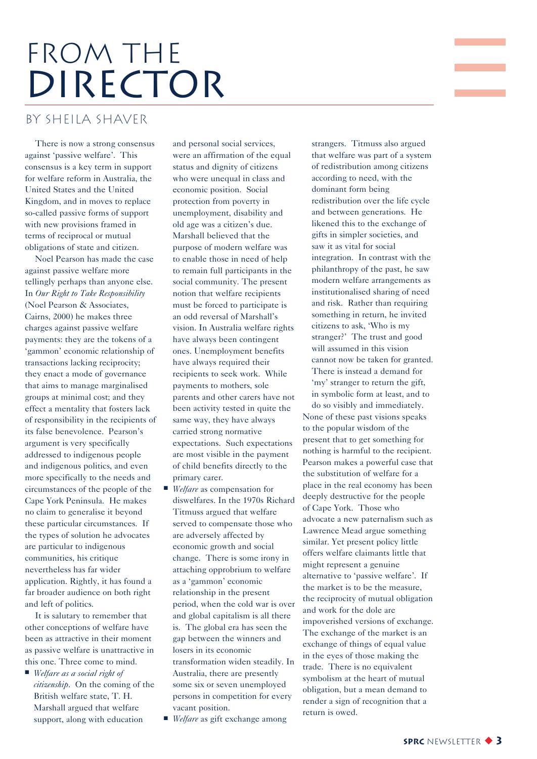# FROM THE DIRECTOR

## BY SHEILA SHAVER

There is now a strong consensus against 'passive welfare'. This consensus is a key term in support for welfare reform in Australia, the United States and the United Kingdom, and in moves to replace so-called passive forms of support with new provisions framed in terms of reciprocal or mutual obligations of state and citizen.

Noel Pearson has made the case against passive welfare more tellingly perhaps than anyone else. In *Our Right to Take Responsibility* (Noel Pearson & Associates, Cairns, 2000) he makes three charges against passive welfare payments: they are the tokens of a 'gammon' economic relationship of transactions lacking reciprocity; they enact a mode of governance that aims to manage marginalised groups at minimal cost; and they effect a mentality that fosters lack of responsibility in the recipients of its false benevolence. Pearson's argument is very specifically addressed to indigenous people and indigenous politics, and even more specifically to the needs and circumstances of the people of the Cape York Peninsula. He makes no claim to generalise it beyond these particular circumstances. If the types of solution he advocates are particular to indigenous communities, his critique nevertheless has far wider application. Rightly, it has found a far broader audience on both right and left of politics.

It is salutary to remember that other conceptions of welfare have been as attractive in their moment as passive welfare is unattractive in this one. Three come to mind.

- *Welfare as a social right of citizenship*. On the coming of the British welfare state, T. H. Marshall argued that welfare support, along with education and personal social services, were an affirmation of the equal status and dignity of citizens who were unequal in class and economic position. Social protection from poverty in unemployment, disability and old age was a citizen's due. Marshall believed that the purpose of modern welfare was to enable those in need of help to remain full participants in the social community. The present notion that welfare recipients must be forced to participate is an odd reversal of Marshall's vision. In Australia welfare rights have always been contingent ones. Unemployment benefits have always required their recipients to seek work. While payments to mothers, sole parents and other carers have not been activity tested in quite the same way, they have always carried strong normative expectations. Such expectations are most visible in the payment of child benefits directly to the primary carer.
- *Welfare* as compensation for diswelfares. In the 1970s Richard Titmuss argued that welfare served to compensate those who are adversely affected by economic growth and social change. There is some irony in attaching opprobrium to welfare as a 'gammon' economic relationship in the present period, when the cold war is over and global capitalism is all there is. The global era has seen the gap between the winners and losers in its economic transformation widen steadily. In Australia, there are presently some six or seven unemployed persons in competition for every vacant position.
- *Welfare* as gift exchange among strangers. Titmuss also argued that welfare was part of a system of redistribution among citizens according to need, with the dominant form being redistribution over the life cycle and between generations. He likened this to the exchange of gifts in simpler societies, and saw it as vital for social integration. In contrast with the philanthropy of the past, he saw modern welfare arrangements as institutionalised sharing of need and risk. Rather than requiring something in return, he invited citizens to ask, 'Who is my stranger?' The trust and good will assumed in this vision cannot now be taken for granted. There is instead a demand for 'my' stranger to return the gift, in symbolic form at least, and to do so visibly and immediately.

None of these past visions speaks to the popular wisdom of the present that to get something for nothing is harmful to the recipient. Pearson makes a powerful case that the substitution of welfare for a place in the real economy has been deeply destructive for the people of Cape York. Those who advocate a new paternalism such as Lawrence Mead argue something similar. Yet present policy little offers welfare claimants little that might represent a genuine alternative to 'passive welfare'. If the market is to be the measure, the reciprocity of mutual obligation and work for the dole are impoverished versions of exchange. The exchange of the market is an exchange of things of equal value in the eyes of those making the trade. There is no equivalent symbolism at the heart of mutual obligation, but a mean demand to render a sign of recognition that a return is owed.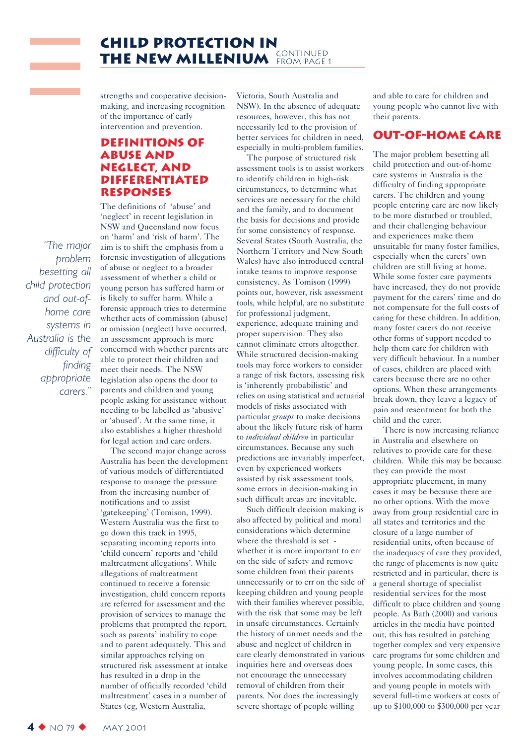# CHILD PROTECTION IN THE NEW MILLENIUM CONTINUED FROM PAGE 1

strengths and cooperative decision-making, and increasing recognition of the importance of early intervention and prevention.

## DEFINITIONS OF ABUSE AND NEGLECT, AND DIFFERENTIATED RESPONSES

The definitions of 'abuse' and 'neglect' in recent legislation in NSW and Queensland now focus on 'harm' and 'risk of harm'. The aim is to shift the emphasis from a forensic investigation of allegations of abuse or neglect to a broader assessment of whether a child or young person has suffered harm or is likely to suffer harm. While a forensic approach tries to determine whether acts of commission (abuse) or omission (neglect) have occurred, an assessment approach is more concerned with whether parents are able to protect their children and meet their needs. The NSW legislation also opens the door to parents and children and young people asking for assistance without needing to be labelled as 'abusive' or 'abused'. At the same time, it also establishes a higher threshold for legal action and care orders.

*"The major problem besetting all child protection and out-of-home care systems in Australia is the difficulty of finding appropriate carers."*

The second major change across Australia has been the development of various models of differentiated response to manage the pressure from the increasing number of notifications and to assist 'gatekeeping' (Tomison, 1999). Western Australia was the first to go down this track in 1995, separating incoming reports into 'child concern' reports and 'child maltreatment allegations'. While allegations of maltreatment continued to receive a forensic investigation, child concern reports are referred for assessment and the provision of services to manage the problems that prompted the report, such as parents' inability to cope and to parent adequately. This and similar approaches relying on structured risk assessment at intake has resulted in a drop in the number of officially recorded 'child maltreatment' cases in a number of States (eg, Western Australia, Victoria, South Australia and NSW). In the absence of adequate resources, however, this has not necessarily led to the provision of better services for children in need, especially in multi-problem families.

The purpose of structured risk assessment tools is to assist workers to identify children in high-risk circumstances, to determine what services are necessary for the child and the family, and to document the basis for decisions and provide for some consistency of response. Several States (South Australia, the Northern Territory and New South Wales) have also introduced central intake teams to improve response consistency. As Tomison (1999) points out, however, risk assessment tools, while helpful, are no substitute for professional judgment, experience, adequate training and proper supervision. They also cannot eliminate errors altogether. While structured decision-making tools may force workers to consider a range of risk factors, assessing risk is 'inherently probabilistic' and relies on using statistical and actuarial models of risks associated with particular *groups* to make decisions about the likely future risk of harm to *individual children* in particular circumstances. Because any such predictions are invariably imperfect, even by experienced workers assisted by risk assessment tools, some errors in decision-making in such difficult areas are inevitable.

Such difficult decision making is also affected by political and moral considerations which determine where the threshold is set - whether it is more important to err on the side of safety and remove some children from their parents unnecessarily or to err on the side of keeping children and young people with their families wherever possible, with the risk that some may be left in unsafe circumstances. Certainly the history of unmet needs and the abuse and neglect of children in care clearly demonstrated in various inquiries here and overseas does not encourage the unnecessary removal of children from their parents. Nor does the increasingly severe shortage of people willing and able to care for children and young people who cannot live with their parents.

## OUT-OF-HOME CARE

The major problem besetting all child protection and out-of-home care systems in Australia is the difficulty of finding appropriate carers. The children and young people entering care are now likely to be more disturbed or troubled, and their challenging behaviour and experiences make them unsuitable for many foster families, especially when the carers' own children are still living at home. While some foster care payments have increased, they do not provide payment for the carers' time and do not compensate for the full costs of caring for these children. In addition, many foster carers do not receive other forms of support needed to help them care for children with very difficult behaviour. In a number of cases, children are placed with carers because there are no other options. When these arrangements break down, they leave a legacy of pain and resentment for both the child and the carer.

There is now increasing reliance in Australia and elsewhere on relatives to provide care for these children. While this may be because they can provide the most appropriate placement, in many cases it may be because there are no other options. With the move away from group residential care in all states and territories and the closure of a large number of residential units, often because of the inadequacy of care they provided, the range of placements is now quite restricted and in particular, there is a general shortage of specialist residential services for the most difficult to place children and young people. As Bath (2000) and various articles in the media have pointed out, this has resulted in patching together complex and very expensive care programs for some children and young people. In some cases, this involves accommodating children and young people in motels with several full-time workers at costs of up to $100,000 to $300,000 per year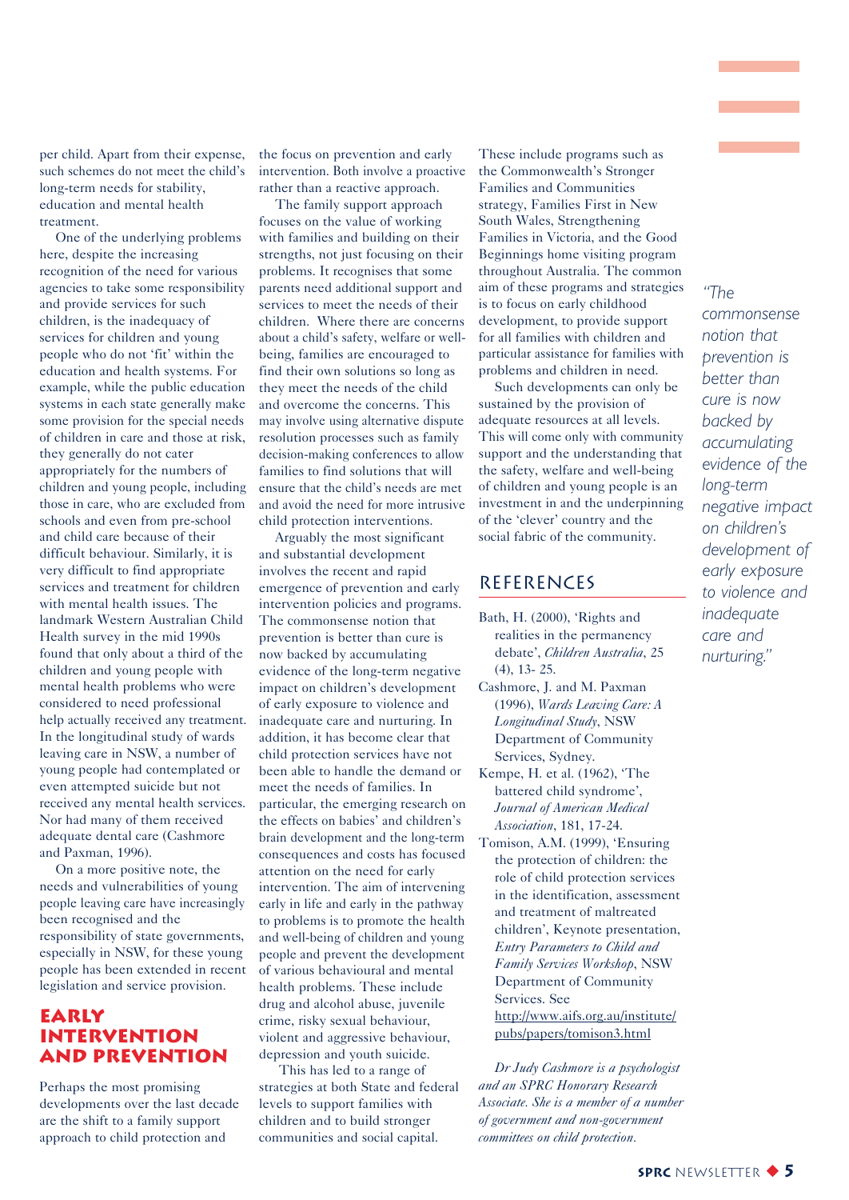per child. Apart from their expense, such schemes do not meet the child's long-term needs for stability, education and mental health treatment.

One of the underlying problems here, despite the increasing recognition of the need for various agencies to take some responsibility and provide services for such children, is the inadequacy of services for children and young people who do not 'fit' within the education and health systems. For example, while the public education systems in each state generally make some provision for the special needs of children in care and those at risk, they generally do not cater appropriately for the numbers of children and young people, including those in care, who are excluded from schools and even from pre-school and child care because of their difficult behaviour. Similarly, it is very difficult to find appropriate services and treatment for children with mental health issues. The landmark Western Australian Child Health survey in the mid 1990s found that only about a third of the children and young people with mental health problems who were considered to need professional help actually received any treatment. In the longitudinal study of wards leaving care in NSW, a number of young people had contemplated or even attempted suicide but not received any mental health services. Nor had many of them received adequate dental care (Cashmore and Paxman, 1996).

On a more positive note, the needs and vulnerabilities of young people leaving care have increasingly been recognised and the responsibility of state governments, especially in NSW, for these young people has been extended in recent legislation and service provision.

## EARLY INTERVENTION AND PREVENTION

Perhaps the most promising developments over the last decade are the shift to a family support approach to child protection and the focus on prevention and early intervention. Both involve a proactive rather than a reactive approach.

The family support approach focuses on the value of working with families and building on their strengths, not just focusing on their problems. It recognises that some parents need additional support and services to meet the needs of their children. Where there are concerns about a child's safety, welfare or well-being, families are encouraged to find their own solutions so long as they meet the needs of the child and overcome the concerns. This may involve using alternative dispute resolution processes such as family decision-making conferences to allow families to find solutions that will ensure that the child's needs are met and avoid the need for more intrusive child protection interventions.

Arguably the most significant and substantial development involves the recent and rapid emergence of prevention and early intervention policies and programs. The commonsense notion that prevention is better than cure is now backed by accumulating evidence of the long-term negative impact on children's development of early exposure to violence and inadequate care and nurturing. In addition, it has become clear that child protection services have not been able to handle the demand or meet the needs of families. In particular, the emerging research on the effects on babies' and children's brain development and the long-term consequences and costs has focused attention on the need for early intervention. The aim of intervening early in life and early in the pathway to problems is to promote the health and well-being of children and young people and prevent the development of various behavioural and mental health problems. These include drug and alcohol abuse, juvenile crime, risky sexual behaviour, violent and aggressive behaviour, depression and youth suicide.

This has led to a range of strategies at both State and federal levels to support families with children and to build stronger communities and social capital. These include programs such as the Commonwealth's Stronger Families and Communities strategy, Families First in New South Wales, Strengthening Families in Victoria, and the Good Beginnings home visiting program throughout Australia. The common aim of these programs and strategies is to focus on early childhood development, to provide support for all families with children and particular assistance for families with problems and children in need.

Such developments can only be sustained by the provision of adequate resources at all levels. This will come only with community support and the understanding that the safety, welfare and well-being of children and young people is an investment in and the underpinning of the 'clever' country and the social fabric of the community.

*"The commonsense notion that prevention is better than cure is now backed by accumulating evidence of the long-term negative impact on children's development of early exposure to violence and inadequate care and nurturing."*

## REFERENCES

Bath, H. (2000), 'Rights and realities in the permanency debate', *Children Australia*, 25 (4), 13- 25.

Cashmore, J. and M. Paxman (1996), *Wards Leaving Care: A Longitudinal Study*, NSW Department of Community Services, Sydney.

Kempe, H. et al. (1962), 'The battered child syndrome', *Journal of American Medical Association*, 181, 17-24.

Tomison, A.M. (1999), 'Ensuring the protection of children: the role of child protection services in the identification, assessment and treatment of maltreated children', Keynote presentation, *Entry Parameters to Child and Family Services Workshop*, NSW Department of Community Services. See http://www.aifs.org.au/institute/pubs/papers/tomison3.html

*Dr Judy Cashmore is a psychologist and an SPRC Honorary Research Associate. She is a member of a number of government and non-government committees on child protection.*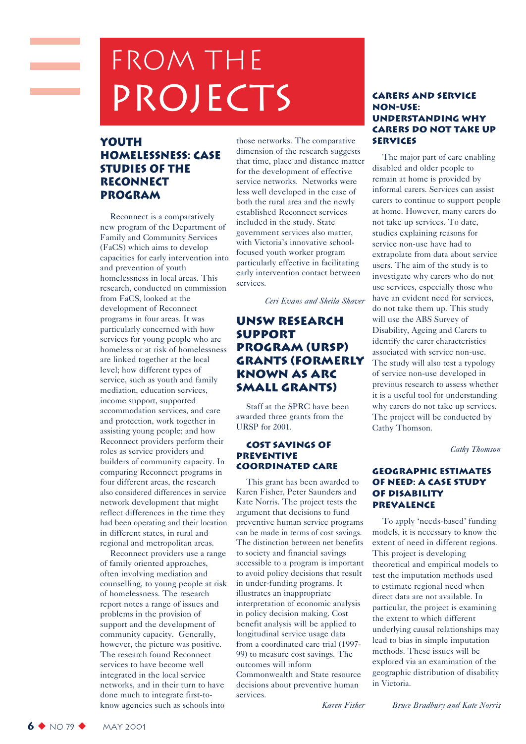# FROM THE PROJECTS

## YOUTH HOMELESSNESS: CASE STUDIES OF THE RECONNECT PROGRAM

Reconnect is a comparatively new program of the Department of Family and Community Services (FaCS) which aims to develop capacities for early intervention into and prevention of youth homelessness in local areas. This research, conducted on commission from FaCS, looked at the development of Reconnect programs in four areas. It was particularly concerned with how services for young people who are homeless or at risk of homelessness are linked together at the local level; how different types of service, such as youth and family mediation, education services, income support, supported accommodation services, and care and protection, work together in assisting young people; and how Reconnect providers perform their roles as service providers and builders of community capacity. In comparing Reconnect programs in four different areas, the research also considered differences in service network development that might reflect differences in the time they had been operating and their location in different states, in rural and regional and metropolitan areas.

Reconnect providers use a range of family oriented approaches, often involving mediation and counselling, to young people at risk of homelessness. The research report notes a range of issues and problems in the provision of support and the development of community capacity. Generally, however, the picture was positive. The research found Reconnect services to have become well integrated in the local service networks, and in their turn to have done much to integrate first-to-know agencies such as schools into those networks. The comparative dimension of the research suggests that time, place and distance matter for the development of effective service networks. Networks were less well developed in the case of both the rural area and the newly established Reconnect services included in the study. State government services also matter, with Victoria's innovative school-focused youth worker program particularly effective in facilitating early intervention contact between services.

*Ceri Evans and Sheila Shaver*

## UNSW RESEARCH SUPPORT PROGRAM (URSP) GRANTS (FORMERLY KNOWN AS ARC SMALL GRANTS)

Staff at the SPRC have been awarded three grants from the URSP for 2001.

### COST SAVINGS OF PREVENTIVE COORDINATED CARE

This grant has been awarded to Karen Fisher, Peter Saunders and Kate Norris. The project tests the argument that decisions to fund preventive human service programs can be made in terms of cost savings. The distinction between net benefits to society and financial savings accessible to a program is important to avoid policy decisions that result in under-funding programs. It illustrates an inappropriate interpretation of economic analysis in policy decision making. Cost benefit analysis will be applied to longitudinal service usage data from a coordinated care trial (1997-99) to measure cost savings. The outcomes will inform Commonwealth and State resource decisions about preventive human services.

*Karen Fisher*

### CARERS AND SERVICE NON-USE: UNDERSTANDING WHY CARERS DO NOT TAKE UP SERVICES

The major part of care enabling disabled and older people to remain at home is provided by informal carers. Services can assist carers to continue to support people at home. However, many carers do not take up services. To date, studies explaining reasons for service non-use have had to extrapolate from data about service users. The aim of the study is to investigate why carers who do not use services, especially those who have an evident need for services, do not take them up. This study will use the ABS Survey of Disability, Ageing and Carers to identify the carer characteristics associated with service non-use. The study will also test a typology of service non-use developed in previous research to assess whether it is a useful tool for understanding why carers do not take up services. The project will be conducted by Cathy Thomson.

*Cathy Thomson*

### GEOGRAPHIC ESTIMATES OF NEED: A CASE STUDY OF DISABILITY PREVALENCE

To apply 'needs-based' funding models, it is necessary to know the extent of need in different regions. This project is developing theoretical and empirical models to test the imputation methods used to estimate regional need when direct data are not available. In particular, the project is examining the extent to which different underlying causal relationships may lead to bias in simple imputation methods. These issues will be explored via an examination of the geographic distribution of disability in Victoria.

*Bruce Bradbury and Kate Norris*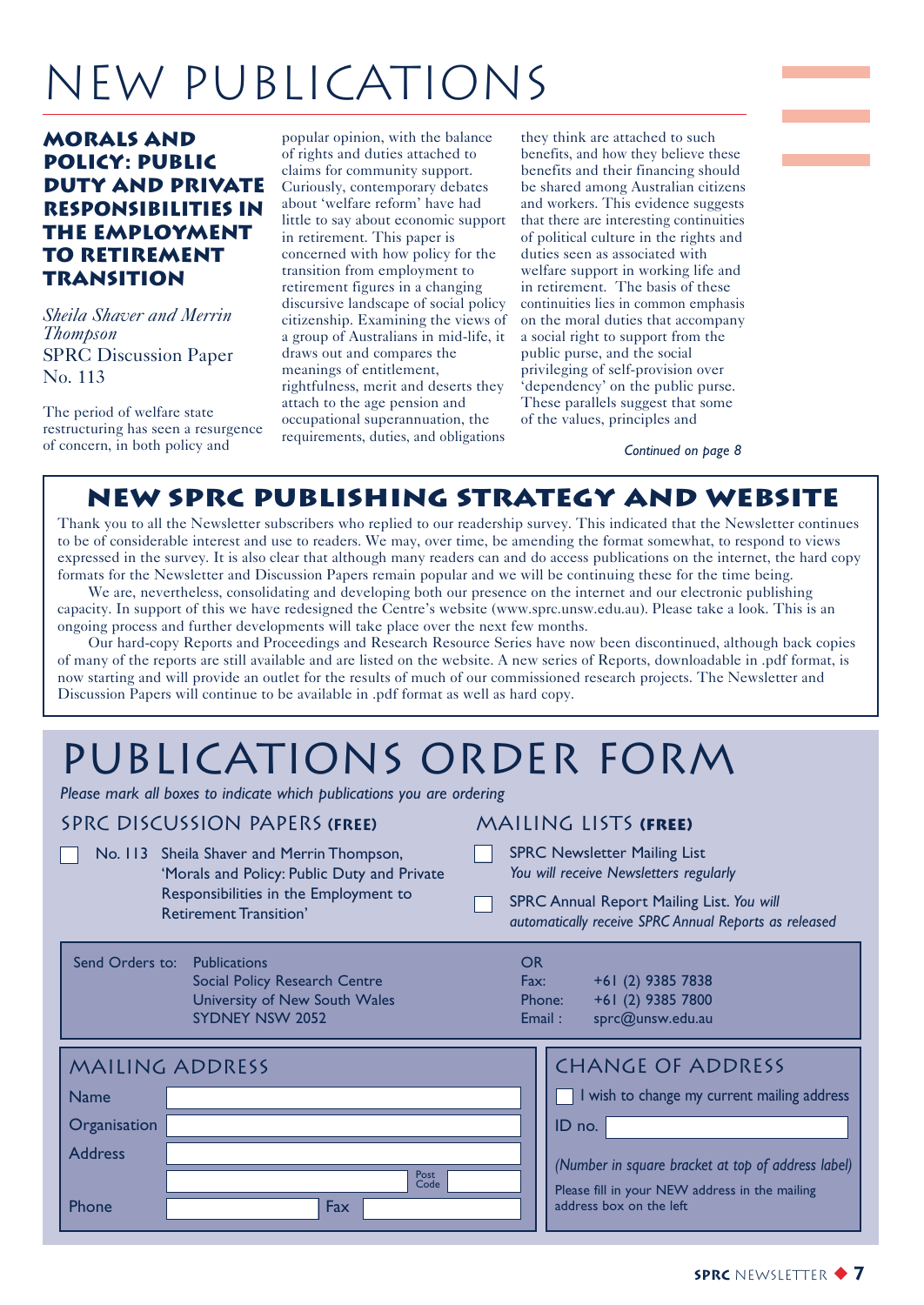# NEW PUBLICATIONS

## MORALS AND POLICY: PUBLIC DUTY AND PRIVATE RESPONSIBILITIES IN THE EMPLOYMENT TO RETIREMENT TRANSITION

*Sheila Shaver and Merrin Thompson*
SPRC Discussion Paper No. 113

The period of welfare state restructuring has seen a resurgence of concern, in both policy and popular opinion, with the balance of rights and duties attached to claims for community support. Curiously, contemporary debates about 'welfare reform' have had little to say about economic support in retirement. This paper is concerned with how policy for the transition from employment to retirement figures in a changing discursive landscape of social policy citizenship. Examining the views of a group of Australians in mid-life, it draws out and compares the meanings of entitlement, rightfulness, merit and deserts they attach to the age pension and occupational superannuation, the requirements, duties, and obligations they think are attached to such benefits, and how they believe these benefits and their financing should be shared among Australian citizens and workers. This evidence suggests that there are interesting continuities of political culture in the rights and duties seen as associated with welfare support in working life and in retirement. The basis of these continuities lies in common emphasis on the moral duties that accompany a social right to support from the public purse, and the social privileging of self-provision over 'dependency' on the public purse. These parallels suggest that some of the values, principles and

*Continued on page 8*

## NEW SPRC PUBLISHING STRATEGY AND WEBSITE

Thank you to all the Newsletter subscribers who replied to our readership survey. This indicated that the Newsletter continues to be of considerable interest and use to readers. We may, over time, be amending the format somewhat, to respond to views expressed in the survey. It is also clear that although many readers can and do access publications on the internet, the hard copy formats for the Newsletter and Discussion Papers remain popular and we will be continuing these for the time being.

We are, nevertheless, consolidating and developing both our presence on the internet and our electronic publishing capacity. In support of this we have redesigned the Centre's website (www.sprc.unsw.edu.au). Please take a look. This is an ongoing process and further developments will take place over the next few months.

Our hard-copy Reports and Proceedings and Research Resource Series have now been discontinued, although back copies of many of the reports are still available and are listed on the website. A new series of Reports, downloadable in .pdf format, is now starting and will provide an outlet for the results of much of our commissioned research projects. The Newsletter and Discussion Papers will continue to be available in .pdf format as well as hard copy.

# PUBLICATIONS ORDER FORM

*Please mark all boxes to indicate which publications you are ordering*

### SPRC DISCUSSION PAPERS (FREE)

- [ ] No. 113 Sheila Shaver and Merrin Thompson, 'Morals and Policy: Public Duty and Private Responsibilities in the Employment to Retirement Transition'

### MAILING LISTS (FREE)

- [ ] SPRC Newsletter Mailing List *You will receive Newsletters regularly*
- [ ] SPRC Annual Report Mailing List. *You will automatically receive SPRC Annual Reports as released*

Send Orders to: Publications
Social Policy Research Centre
University of New South Wales
SYDNEY NSW 2052

OR
Fax: +61 (2) 9385 7838
Phone: +61 (2) 9385 7800
Email : sprc@unsw.edu.au

### MAILING ADDRESS

Name

Organisation

Address

Post Code

Phone    Fax

### CHANGE OF ADDRESS

- [ ] I wish to change my current mailing address

ID no.

*(Number in square bracket at top of address label)*

Please fill in your NEW address in the mailing address box on the left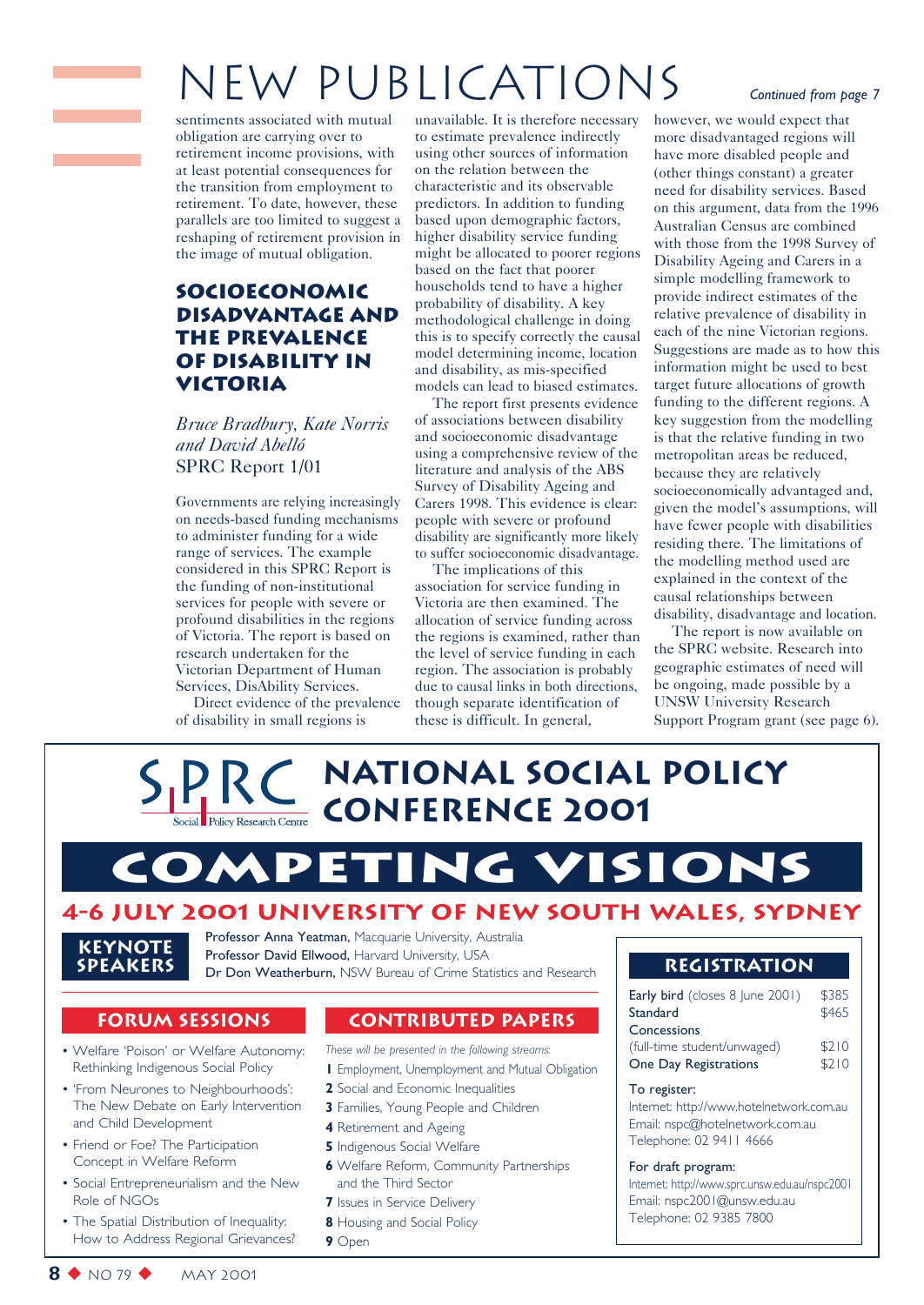# NEW PUBLICATIONS

*Continued from page 7*

sentiments associated with mutual obligation are carrying over to retirement income provisions, with at least potential consequences for the transition from employment to retirement. To date, however, these parallels are too limited to suggest a reshaping of retirement provision in the image of mutual obligation.

## SOCIOECONOMIC DISADVANTAGE AND THE PREVALENCE OF DISABILITY IN VICTORIA

*Bruce Bradbury, Kate Norris and David Abelló*
SPRC Report 1/01

Governments are relying increasingly on needs-based funding mechanisms to administer funding for a wide range of services. The example considered in this SPRC Report is the funding of non-institutional services for people with severe or profound disabilities in the regions of Victoria. The report is based on research undertaken for the Victorian Department of Human Services, DisAbility Services.

Direct evidence of the prevalence of disability in small regions is unavailable. It is therefore necessary to estimate prevalence indirectly using other sources of information on the relation between the characteristic and its observable predictors. In addition to funding based upon demographic factors, higher disability service funding might be allocated to poorer regions based on the fact that poorer households tend to have a higher probability of disability. A key methodological challenge in doing this is to specify correctly the causal model determining income, location and disability, as mis-specified models can lead to biased estimates.

The report first presents evidence of associations between disability and socioeconomic disadvantage using a comprehensive review of the literature and analysis of the ABS Survey of Disability Ageing and Carers 1998. This evidence is clear: people with severe or profound disability are significantly more likely to suffer socioeconomic disadvantage.

The implications of this association for service funding in Victoria are then examined. The allocation of service funding across the regions is examined, rather than the level of service funding in each region. The association is probably due to causal links in both directions, though separate identification of these is difficult. In general, however, we would expect that more disadvantaged regions will have more disabled people and (other things constant) a greater need for disability services. Based on this argument, data from the 1996 Australian Census are combined with those from the 1998 Survey of Disability Ageing and Carers in a simple modelling framework to provide indirect estimates of the relative prevalence of disability in each of the nine Victorian regions. Suggestions are made as to how this information might be used to best target future allocations of growth funding to the different regions. A key suggestion from the modelling is that the relative funding in two metropolitan areas be reduced, because they are relatively socioeconomically advantaged and, given the model's assumptions, will have fewer people with disabilities residing there. The limitations of the modelling method used are explained in the context of the causal relationships between disability, disadvantage and location.

The report is now available on the SPRC website. Research into geographic estimates of need will be ongoing, made possible by a UNSW University Research Support Program grant (see page 6).

---

SPRC Social Policy Research Centre

# NATIONAL SOCIAL POLICY CONFERENCE 2001

# COMPETING VISIONS

## 4-6 JULY 2001 UNIVERSITY OF NEW SOUTH WALES, SYDNEY

**KEYNOTE SPEAKERS**

**Professor Anna Yeatman,** Macquarie University, Australia
**Professor David Ellwood,** Harvard University, USA
**Dr Don Weatherburn,** NSW Bureau of Crime Statistics and Research

### FORUM SESSIONS

- Welfare 'Poison' or Welfare Autonomy: Rethinking Indigenous Social Policy
- 'From Neurones to Neighbourhoods': The New Debate on Early Intervention and Child Development
- Friend or Foe? The Participation Concept in Welfare Reform
- Social Entrepreneurialism and the New Role of NGOs
- The Spatial Distribution of Inequality: How to Address Regional Grievances?

### CONTRIBUTED PAPERS

*These will be presented in the following streams:*

**1** Employment, Unemployment and Mutual Obligation
**2** Social and Economic Inequalities
**3** Families, Young People and Children
**4** Retirement and Ageing
**5** Indigenous Social Welfare
**6** Welfare Reform, Community Partnerships and the Third Sector
**7** Issues in Service Delivery
**8** Housing and Social Policy
**9** Open

### REGISTRATION

| | |
|---|---|
| **Early bird** (closes 8 June 2001) | $385 |
| **Standard** | $465 |
| **Concessions** (full-time student/unwaged) | $210 |
| **One Day Registrations** | $210 |

**To register:**
Internet: http://www.hotelnetwork.com.au
Email: nspc@hotelnetwork.com.au
Telephone: 02 9411 4666

**For draft program:**
Internet: http://www.sprc.unsw.edu.au/nspc2001
Email: nspc2001@unsw.edu.au
Telephone: 02 9385 7800